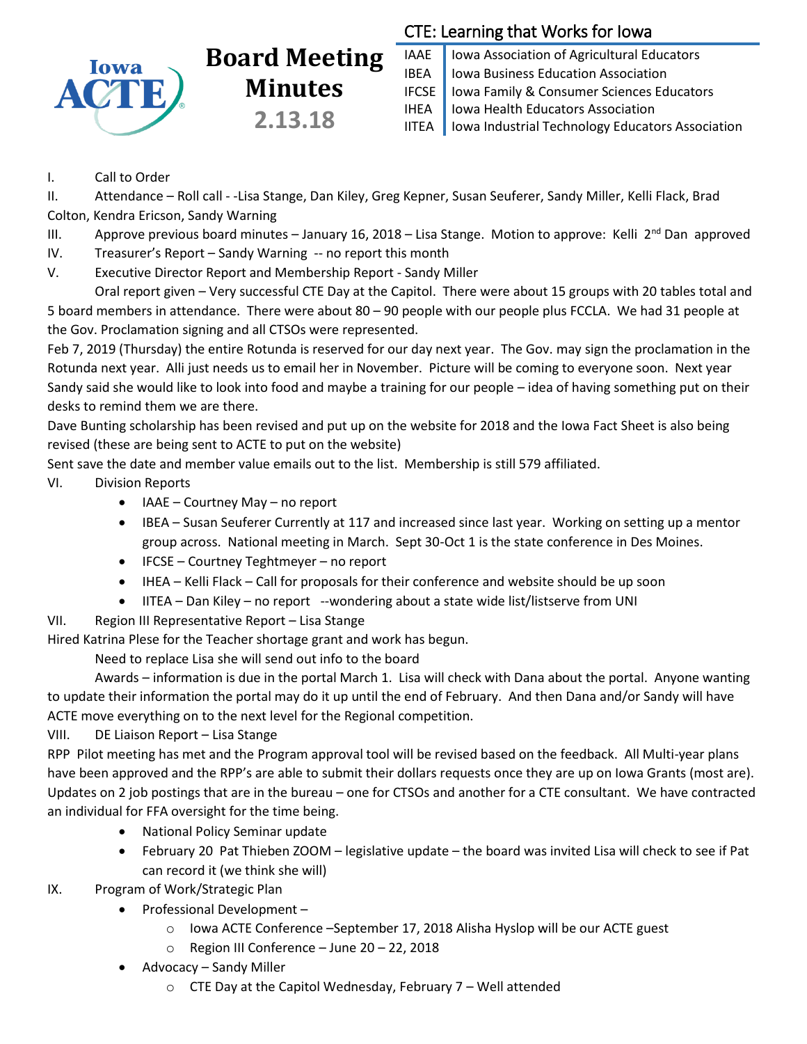# Board Meeting Minutes

## 2.13.18

### CTE: Learning that Works for Iowa

| | |
|---|---|
| IAAE | Iowa Association of Agricultural Educators |
| IBEA | Iowa Business Education Association |
| IFCSE | Iowa Family & Consumer Sciences Educators |
| IHEA | Iowa Health Educators Association |
| IITEA | Iowa Industrial Technology Educators Association |

I. Call to Order

II. Attendance – Roll call - -Lisa Stange, Dan Kiley, Greg Kepner, Susan Seuferer, Sandy Miller, Kelli Flack, Brad Colton, Kendra Ericson, Sandy Warning

III. Approve previous board minutes – January 16, 2018 – Lisa Stange. Motion to approve: Kelli 2nd Dan approved

IV. Treasurer's Report – Sandy Warning -- no report this month

V. Executive Director Report and Membership Report - Sandy Miller

Oral report given – Very successful CTE Day at the Capitol. There were about 15 groups with 20 tables total and 5 board members in attendance. There were about 80 – 90 people with our people plus FCCLA. We had 31 people at the Gov. Proclamation signing and all CTSOs were represented.

Feb 7, 2019 (Thursday) the entire Rotunda is reserved for our day next year. The Gov. may sign the proclamation in the Rotunda next year. Alli just needs us to email her in November. Picture will be coming to everyone soon. Next year Sandy said she would like to look into food and maybe a training for our people – idea of having something put on their desks to remind them we are there.

Dave Bunting scholarship has been revised and put up on the website for 2018 and the Iowa Fact Sheet is also being revised (these are being sent to ACTE to put on the website)

Sent save the date and member value emails out to the list. Membership is still 579 affiliated.

VI. Division Reports

- IAAE – Courtney May – no report
- IBEA – Susan Seuferer Currently at 117 and increased since last year. Working on setting up a mentor group across. National meeting in March. Sept 30-Oct 1 is the state conference in Des Moines.
- IFCSE – Courtney Teghtmeyer – no report
- IHEA – Kelli Flack – Call for proposals for their conference and website should be up soon
- IITEA – Dan Kiley – no report --wondering about a state wide list/listserve from UNI

VII. Region III Representative Report – Lisa Stange

Hired Katrina Plese for the Teacher shortage grant and work has begun.

Need to replace Lisa she will send out info to the board

Awards – information is due in the portal March 1. Lisa will check with Dana about the portal. Anyone wanting to update their information the portal may do it up until the end of February. And then Dana and/or Sandy will have ACTE move everything on to the next level for the Regional competition.

VIII. DE Liaison Report – Lisa Stange

RPP Pilot meeting has met and the Program approval tool will be revised based on the feedback. All Multi-year plans have been approved and the RPP's are able to submit their dollars requests once they are up on Iowa Grants (most are). Updates on 2 job postings that are in the bureau – one for CTSOs and another for a CTE consultant. We have contracted an individual for FFA oversight for the time being.

- National Policy Seminar update
- February 20 Pat Thieben ZOOM – legislative update – the board was invited Lisa will check to see if Pat can record it (we think she will)

IX. Program of Work/Strategic Plan

- Professional Development –
  - Iowa ACTE Conference –September 17, 2018 Alisha Hyslop will be our ACTE guest
  - Region III Conference – June 20 – 22, 2018
- Advocacy – Sandy Miller
  - CTE Day at the Capitol Wednesday, February 7 – Well attended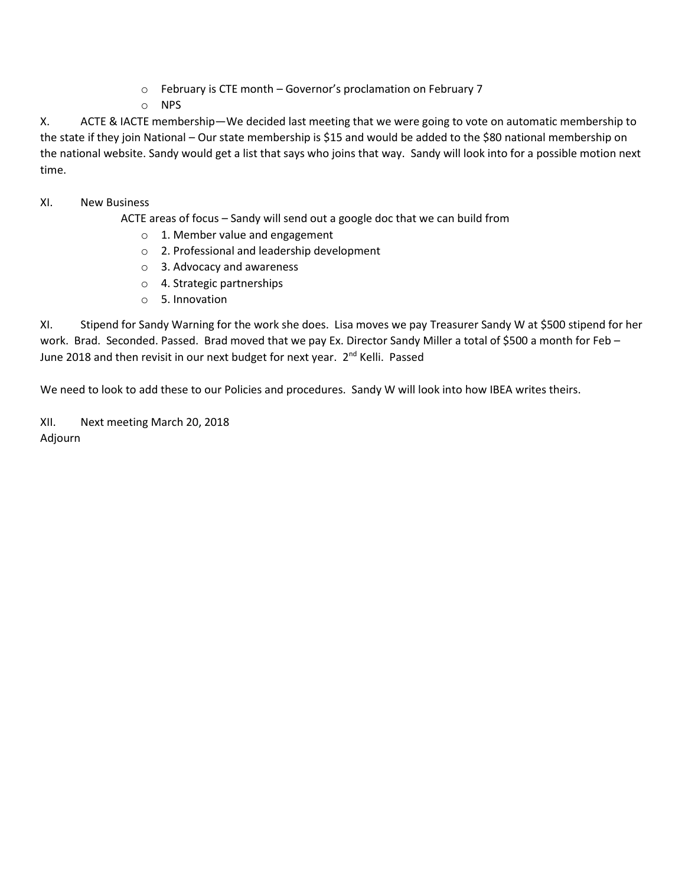- February is CTE month – Governor's proclamation on February 7
- NPS

X. ACTE & IACTE membership—We decided last meeting that we were going to vote on automatic membership to the state if they join National – Our state membership is $15 and would be added to the $80 national membership on the national website. Sandy would get a list that says who joins that way. Sandy will look into for a possible motion next time.

XI. New Business

ACTE areas of focus – Sandy will send out a google doc that we can build from

- 1. Member value and engagement
- 2. Professional and leadership development
- 3. Advocacy and awareness
- 4. Strategic partnerships
- 5. Innovation

XI. Stipend for Sandy Warning for the work she does. Lisa moves we pay Treasurer Sandy W at $500 stipend for her work. Brad. Seconded. Passed. Brad moved that we pay Ex. Director Sandy Miller a total of $500 a month for Feb – June 2018 and then revisit in our next budget for next year. 2nd Kelli. Passed

We need to look to add these to our Policies and procedures. Sandy W will look into how IBEA writes theirs.

XII. Next meeting March 20, 2018

Adjourn